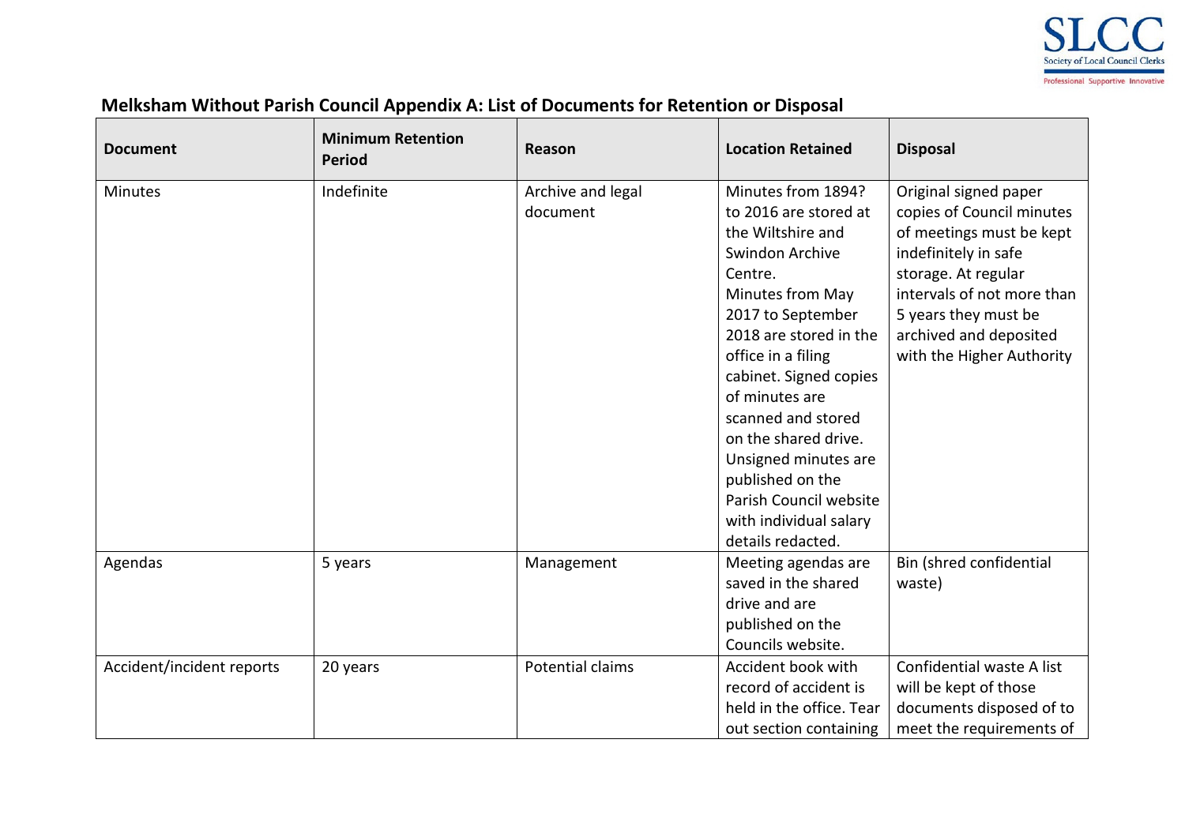## Melksham Without Parish Council Appendix A: List of Documents for Retention or Disposal

| Document | Minimum Retention Period | Reason | Location Retained | Disposal |
|---|---|---|---|---|
| Minutes | Indefinite | Archive and legal document | Minutes from 1894? to 2016 are stored at the Wiltshire and Swindon Archive Centre. Minutes from May 2017 to September 2018 are stored in the office in a filing cabinet. Signed copies of minutes are scanned and stored on the shared drive. Unsigned minutes are published on the Parish Council website with individual salary details redacted. | Original signed paper copies of Council minutes of meetings must be kept indefinitely in safe storage. At regular intervals of not more than 5 years they must be archived and deposited with the Higher Authority |
| Agendas | 5 years | Management | Meeting agendas are saved in the shared drive and are published on the Councils website. | Bin (shred confidential waste) |
| Accident/incident reports | 20 years | Potential claims | Accident book with record of accident is held in the office. Tear out section containing | Confidential waste A list will be kept of those documents disposed of to meet the requirements of |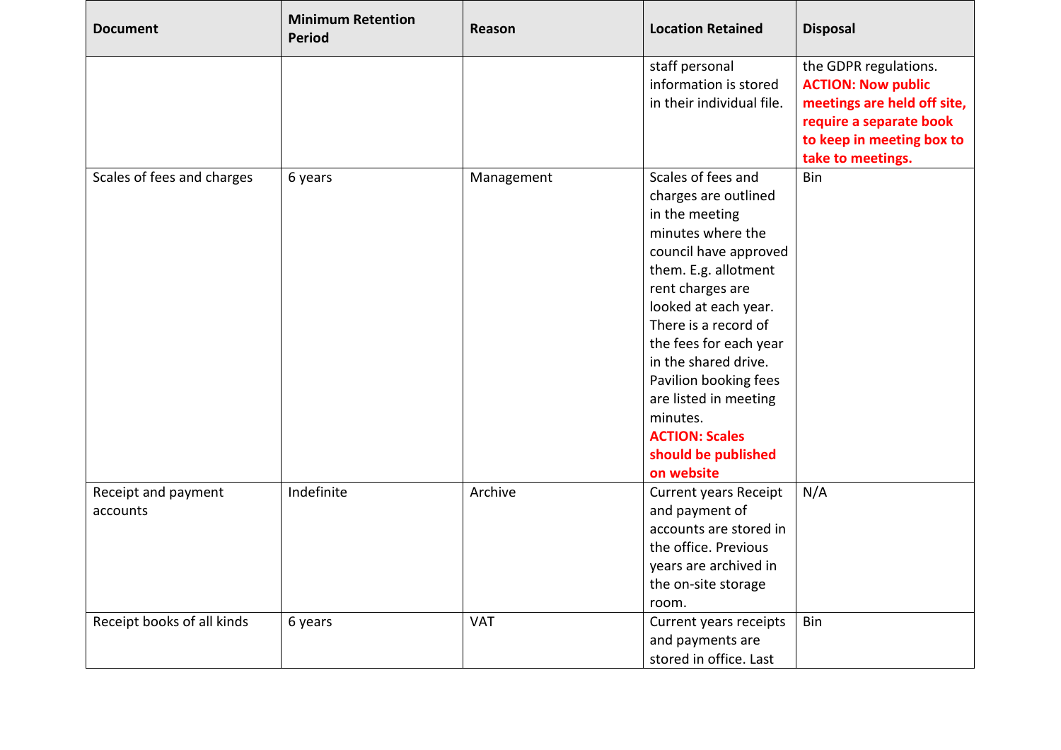| Document | Minimum Retention Period | Reason | Location Retained | Disposal |
|---|---|---|---|---|
| | | | staff personal information is stored in their individual file. | the GDPR regulations. **ACTION: Now public meetings are held off site, require a separate book to keep in meeting box to take to meetings.** |
| Scales of fees and charges | 6 years | Management | Scales of fees and charges are outlined in the meeting minutes where the council have approved them. E.g. allotment rent charges are looked at each year. There is a record of the fees for each year in the shared drive. Pavilion booking fees are listed in meeting minutes. **ACTION: Scales should be published on website** | Bin |
| Receipt and payment accounts | Indefinite | Archive | Current years Receipt and payment of accounts are stored in the office. Previous years are archived in the on-site storage room. | N/A |
| Receipt books of all kinds | 6 years | VAT | Current years receipts and payments are stored in office. Last | Bin |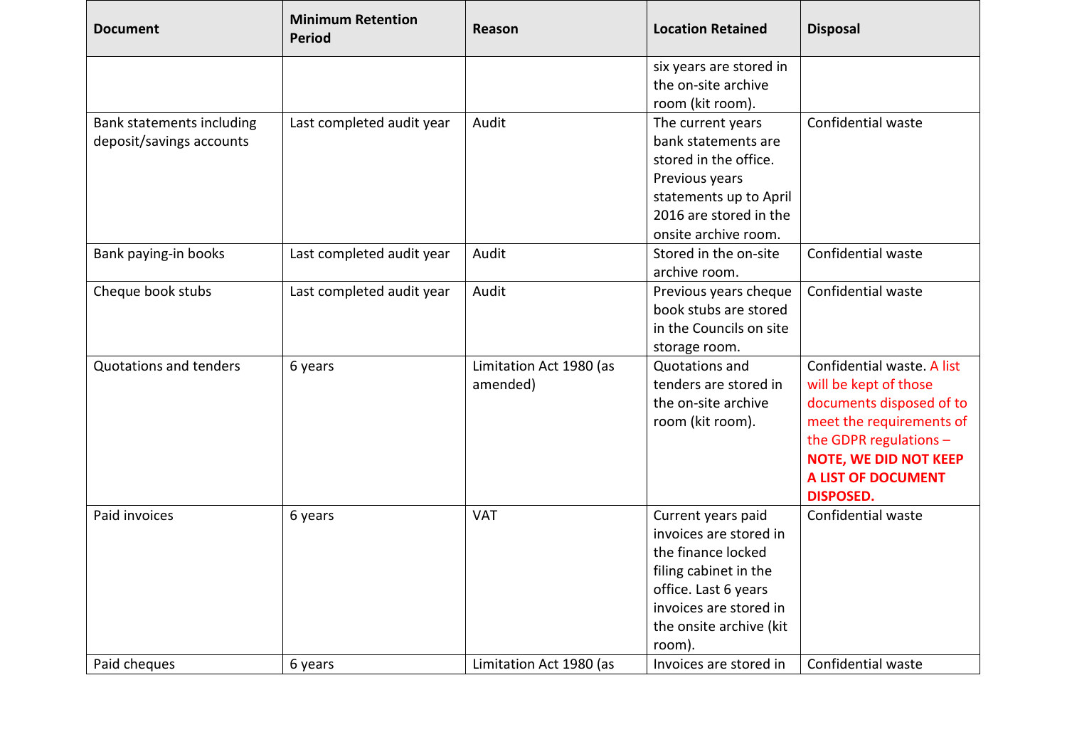| Document | Minimum Retention Period | Reason | Location Retained | Disposal |
| --- | --- | --- | --- | --- |
| | | | six years are stored in the on-site archive room (kit room). | |
| Bank statements including deposit/savings accounts | Last completed audit year | Audit | The current years bank statements are stored in the office. Previous years statements up to April 2016 are stored in the onsite archive room. | Confidential waste |
| Bank paying-in books | Last completed audit year | Audit | Stored in the on-site archive room. | Confidential waste |
| Cheque book stubs | Last completed audit year | Audit | Previous years cheque book stubs are stored in the Councils on site storage room. | Confidential waste |
| Quotations and tenders | 6 years | Limitation Act 1980 (as amended) | Quotations and tenders are stored in the on-site archive room (kit room). | Confidential waste. A list will be kept of those documents disposed of to meet the requirements of the GDPR regulations – **NOTE, WE DID NOT KEEP A LIST OF DOCUMENT DISPOSED.** |
| Paid invoices | 6 years | VAT | Current years paid invoices are stored in the finance locked filing cabinet in the office. Last 6 years invoices are stored in the onsite archive (kit room). | Confidential waste |
| Paid cheques | 6 years | Limitation Act 1980 (as | Invoices are stored in | Confidential waste |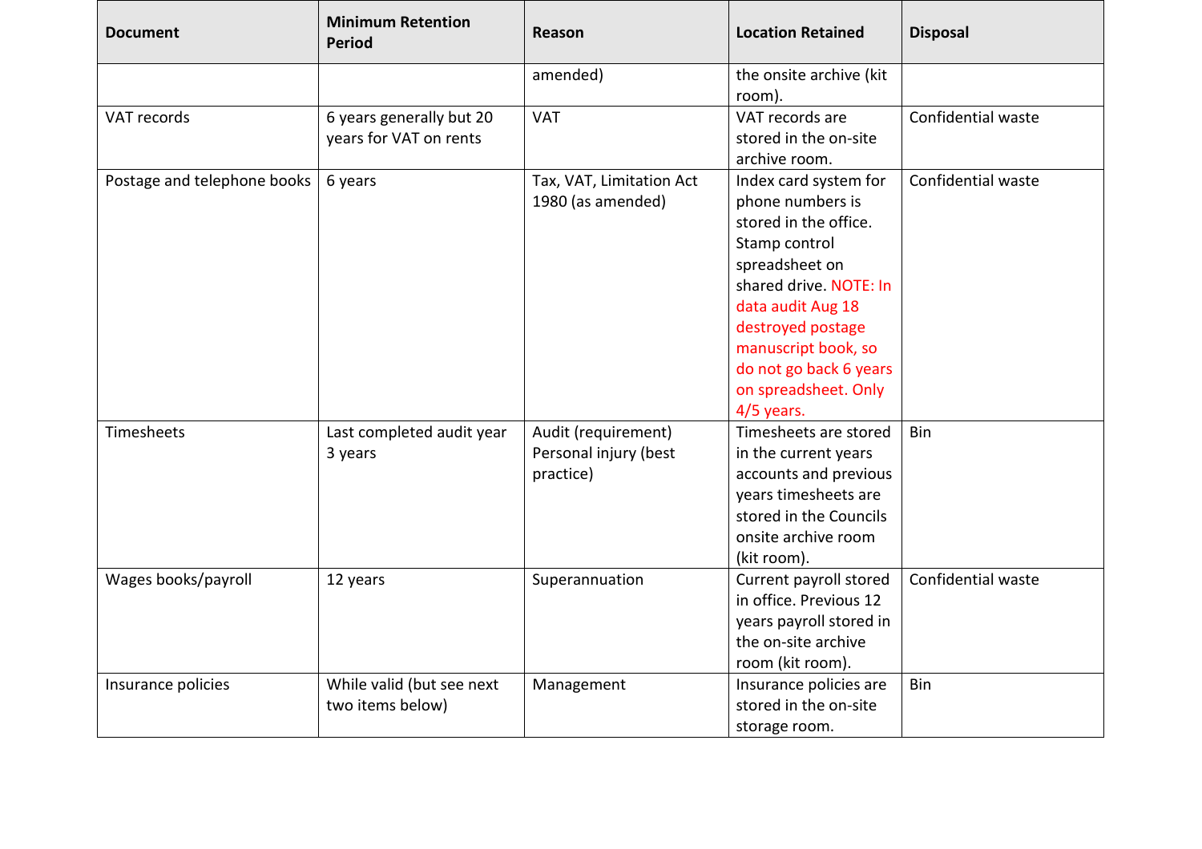| Document | Minimum Retention Period | Reason | Location Retained | Disposal |
|---|---|---|---|---|
| | | amended) | the onsite archive (kit room). | |
| VAT records | 6 years generally but 20 years for VAT on rents | VAT | VAT records are stored in the on-site archive room. | Confidential waste |
| Postage and telephone books | 6 years | Tax, VAT, Limitation Act 1980 (as amended) | Index card system for phone numbers is stored in the office. Stamp control spreadsheet on shared drive. NOTE: In data audit Aug 18 destroyed postage manuscript book, so do not go back 6 years on spreadsheet. Only 4/5 years. | Confidential waste |
| Timesheets | Last completed audit year 3 years | Audit (requirement) Personal injury (best practice) | Timesheets are stored in the current years accounts and previous years timesheets are stored in the Councils onsite archive room (kit room). | Bin |
| Wages books/payroll | 12 years | Superannuation | Current payroll stored in office. Previous 12 years payroll stored in the on-site archive room (kit room). | Confidential waste |
| Insurance policies | While valid (but see next two items below) | Management | Insurance policies are stored in the on-site storage room. | Bin |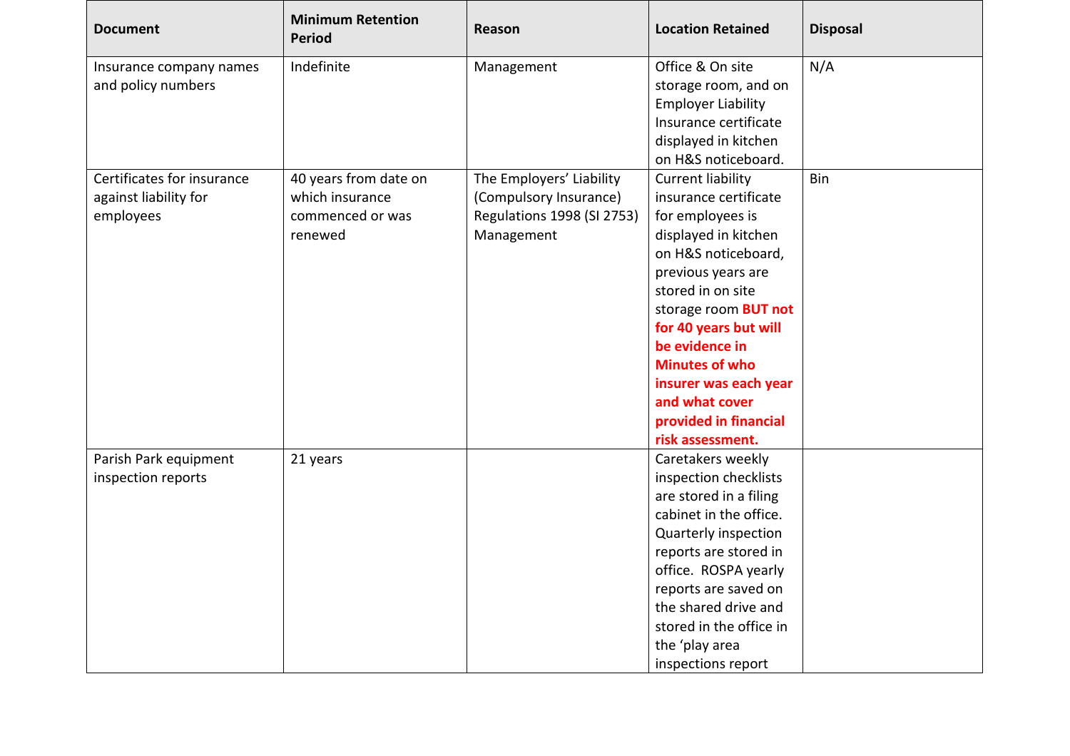| Document | Minimum Retention Period | Reason | Location Retained | Disposal |
|---|---|---|---|---|
| Insurance company names and policy numbers | Indefinite | Management | Office & On site storage room, and on Employer Liability Insurance certificate displayed in kitchen on H&S noticeboard. | N/A |
| Certificates for insurance against liability for employees | 40 years from date on which insurance commenced or was renewed | The Employers' Liability (Compulsory Insurance) Regulations 1998 (SI 2753) Management | Current liability insurance certificate for employees is displayed in kitchen on H&S noticeboard, previous years are stored in on site storage room **BUT not for 40 years but will be evidence in Minutes of who insurer was each year and what cover provided in financial risk assessment.** | Bin |
| Parish Park equipment inspection reports | 21 years | | Caretakers weekly inspection checklists are stored in a filing cabinet in the office. Quarterly inspection reports are stored in office. ROSPA yearly reports are saved on the shared drive and stored in the office in the 'play area inspections report | |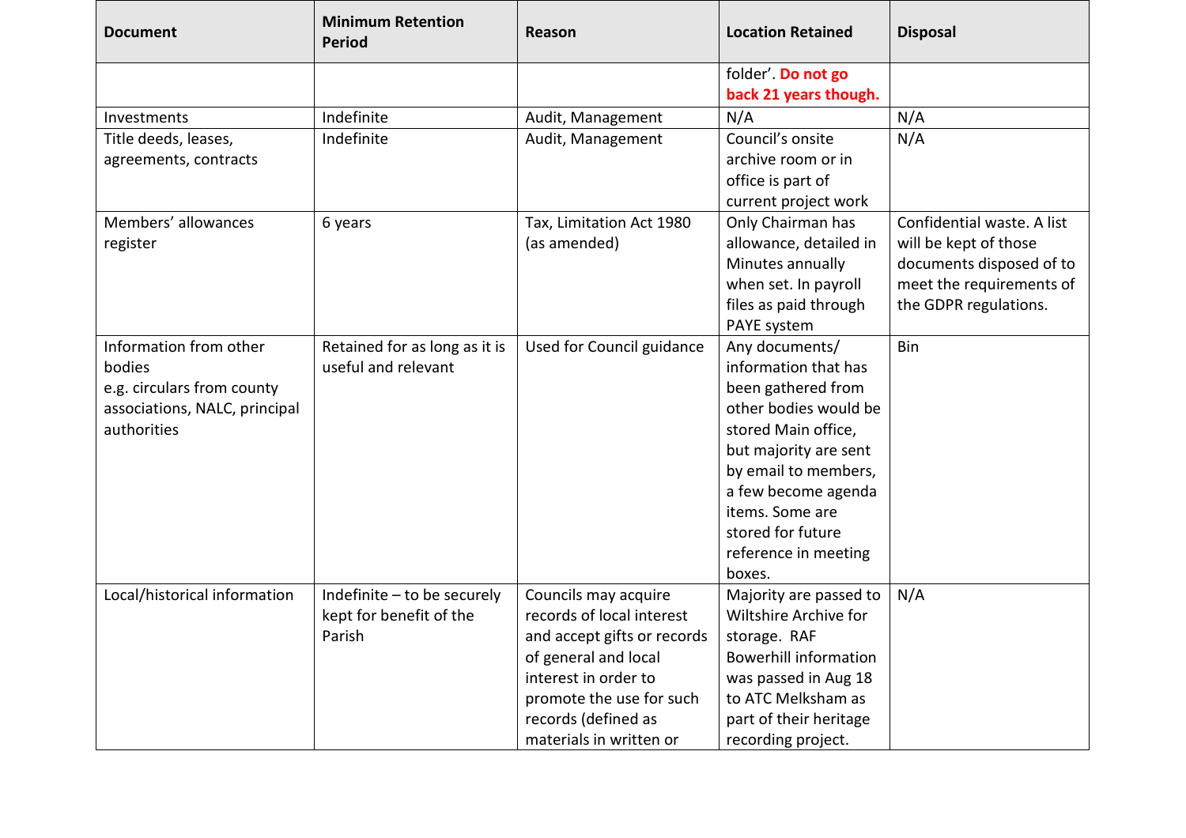| Document | Minimum Retention Period | Reason | Location Retained | Disposal |
|---|---|---|---|---|
| | | | folder'. **Do not go back 21 years though.** | |
| Investments | Indefinite | Audit, Management | N/A | N/A |
| Title deeds, leases, agreements, contracts | Indefinite | Audit, Management | Council's onsite archive room or in office is part of current project work | N/A |
| Members' allowances register | 6 years | Tax, Limitation Act 1980 (as amended) | Only Chairman has allowance, detailed in Minutes annually when set. In payroll files as paid through PAYE system | Confidential waste. A list will be kept of those documents disposed of to meet the requirements of the GDPR regulations. |
| Information from other bodies e.g. circulars from county associations, NALC, principal authorities | Retained for as long as it is useful and relevant | Used for Council guidance | Any documents/ information that has been gathered from other bodies would be stored Main office, but majority are sent by email to members, a few become agenda items. Some are stored for future reference in meeting boxes. | Bin |
| Local/historical information | Indefinite – to be securely kept for benefit of the Parish | Councils may acquire records of local interest and accept gifts or records of general and local interest in order to promote the use for such records (defined as materials in written or | Majority are passed to Wiltshire Archive for storage. RAF Bowerhill information was passed in Aug 18 to ATC Melksham as part of their heritage recording project. | N/A |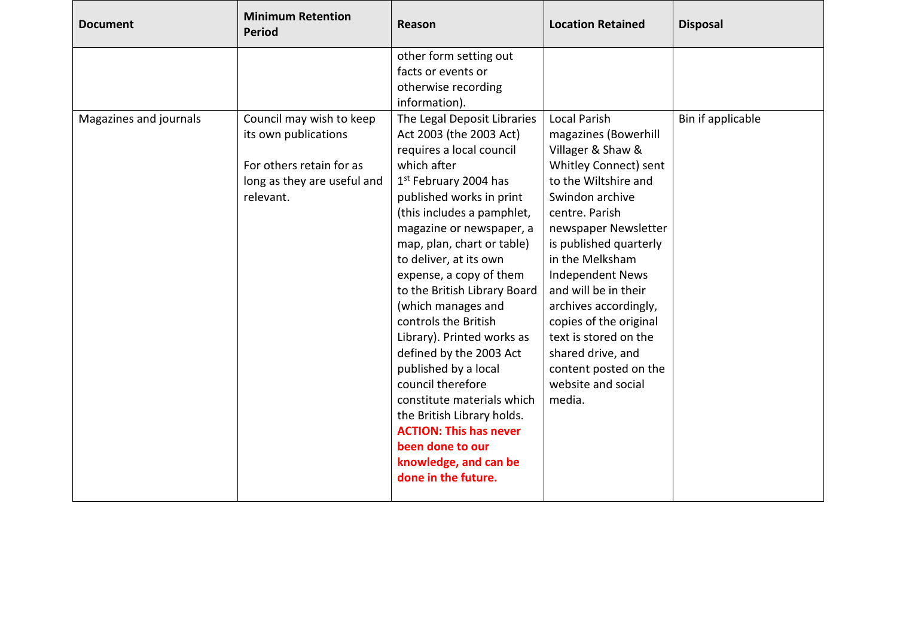| Document | Minimum Retention Period | Reason | Location Retained | Disposal |
| --- | --- | --- | --- | --- |
| | | other form setting out facts or events or otherwise recording information). | | |
| Magazines and journals | Council may wish to keep its own publications<br><br>For others retain for as long as they are useful and relevant. | The Legal Deposit Libraries Act 2003 (the 2003 Act) requires a local council which after 1st February 2004 has published works in print (this includes a pamphlet, magazine or newspaper, a map, plan, chart or table) to deliver, at its own expense, a copy of them to the British Library Board (which manages and controls the British Library). Printed works as defined by the 2003 Act published by a local council therefore constitute materials which the British Library holds. **ACTION: This has never been done to our knowledge, and can be done in the future.** | Local Parish magazines (Bowerhill Villager & Shaw & Whitley Connect) sent to the Wiltshire and Swindon archive centre. Parish newspaper Newsletter is published quarterly in the Melksham Independent News and will be in their archives accordingly, copies of the original text is stored on the shared drive, and content posted on the website and social media. | Bin if applicable |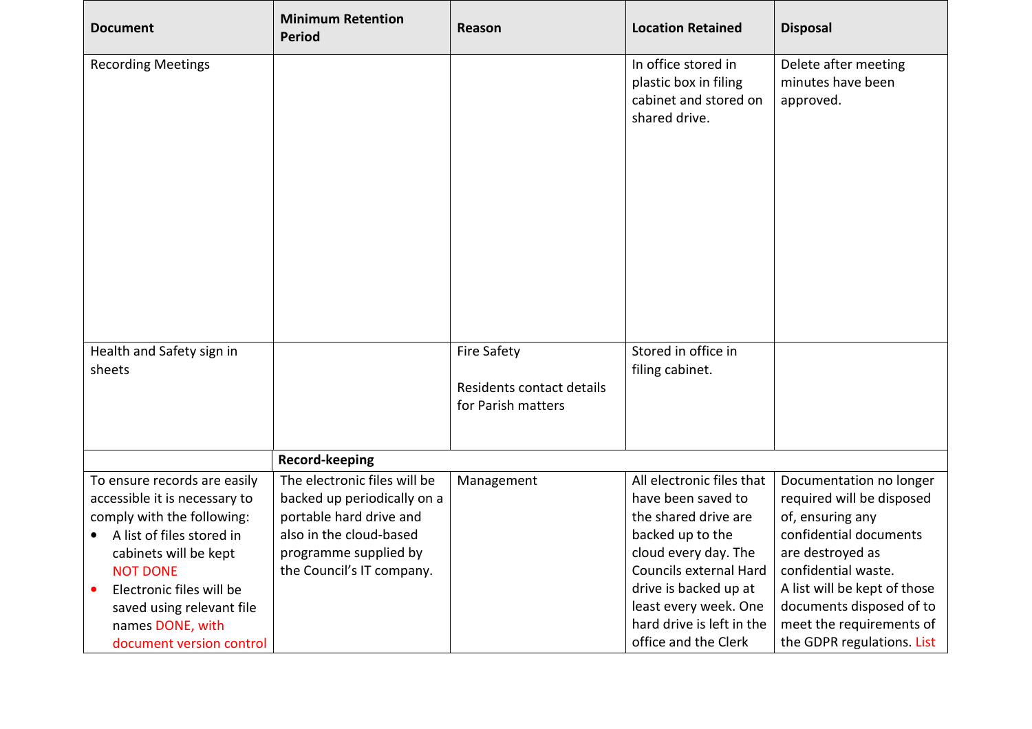| Document | Minimum Retention Period | Reason | Location Retained | Disposal |
|---|---|---|---|---|
| Recording Meetings | | | In office stored in plastic box in filing cabinet and stored on shared drive. | Delete after meeting minutes have been approved. |
| Health and Safety sign in sheets | | Fire Safety<br><br>Residents contact details for Parish matters | Stored in office in filing cabinet. | |
| | **Record-keeping** | | | |
| To ensure records are easily accessible it is necessary to comply with the following:<br>• A list of files stored in cabinets will be kept NOT DONE<br>• Electronic files will be saved using relevant file names DONE, with document version control | The electronic files will be backed up periodically on a portable hard drive and also in the cloud-based programme supplied by the Council's IT company. | Management | All electronic files that have been saved to the shared drive are backed up to the cloud every day. The Councils external Hard drive is backed up at least every week. One hard drive is left in the office and the Clerk | Documentation no longer required will be disposed of, ensuring any confidential documents are destroyed as confidential waste.<br>A list will be kept of those documents disposed of to meet the requirements of the GDPR regulations. List |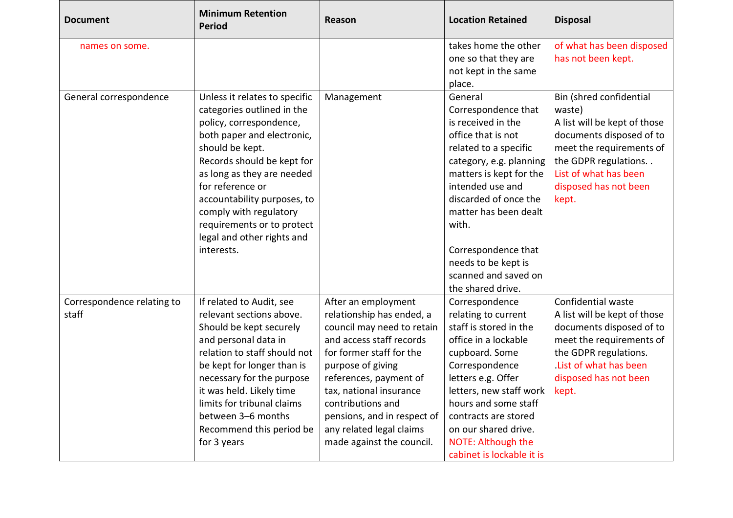| Document | Minimum Retention Period | Reason | Location Retained | Disposal |
|---|---|---|---|---|
| names on some. | | | takes home the other one so that they are not kept in the same place. | of what has been disposed has not been kept. |
| General correspondence | Unless it relates to specific categories outlined in the policy, correspondence, both paper and electronic, should be kept.<br>Records should be kept for as long as they are needed for reference or accountability purposes, to comply with regulatory requirements or to protect legal and other rights and interests. | Management | General Correspondence that is received in the office that is not related to a specific category, e.g. planning matters is kept for the intended use and discarded of once the matter has been dealt with.<br><br>Correspondence that needs to be kept is scanned and saved on the shared drive. | Bin (shred confidential waste)<br>A list will be kept of those documents disposed of to meet the requirements of the GDPR regulations. .<br>List of what has been disposed has not been kept. |
| Correspondence relating to staff | If related to Audit, see relevant sections above.<br>Should be kept securely and personal data in relation to staff should not be kept for longer than is necessary for the purpose it was held. Likely time limits for tribunal claims between 3–6 months<br>Recommend this period be for 3 years | After an employment relationship has ended, a council may need to retain and access staff records for former staff for the purpose of giving references, payment of tax, national insurance contributions and pensions, and in respect of any related legal claims made against the council. | Correspondence relating to current staff is stored in the office in a lockable cupboard. Some Correspondence letters e.g. Offer letters, new staff work hours and some staff contracts are stored on our shared drive.<br>NOTE: Although the cabinet is lockable it is | Confidential waste<br>A list will be kept of those documents disposed of to meet the requirements of the GDPR regulations.<br>.List of what has been disposed has not been kept. |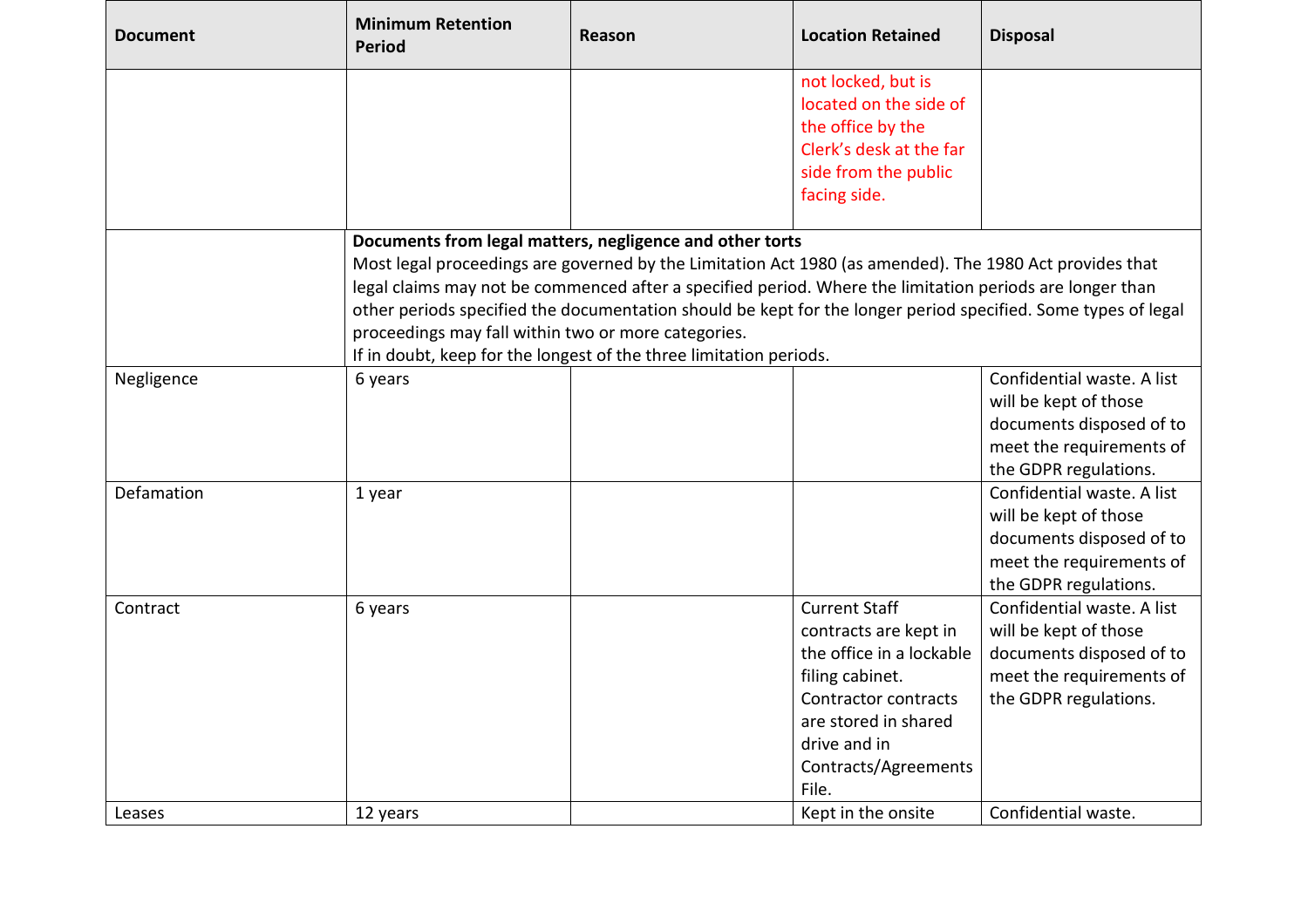| Document | Minimum Retention Period | Reason | Location Retained | Disposal |
| --- | --- | --- | --- | --- |
| | | | not locked, but is located on the side of the office by the Clerk's desk at the far side from the public facing side. | |
| | **Documents from legal matters, negligence and other torts** Most legal proceedings are governed by the Limitation Act 1980 (as amended). The 1980 Act provides that legal claims may not be commenced after a specified period. Where the limitation periods are longer than other periods specified the documentation should be kept for the longer period specified. Some types of legal proceedings may fall within two or more categories. If in doubt, keep for the longest of the three limitation periods. | | | |
| Negligence | 6 years | | | Confidential waste. A list will be kept of those documents disposed of to meet the requirements of the GDPR regulations. |
| Defamation | 1 year | | | Confidential waste. A list will be kept of those documents disposed of to meet the requirements of the GDPR regulations. |
| Contract | 6 years | | Current Staff contracts are kept in the office in a lockable filing cabinet. Contractor contracts are stored in shared drive and in Contracts/Agreements File. | Confidential waste. A list will be kept of those documents disposed of to meet the requirements of the GDPR regulations. |
| Leases | 12 years | | Kept in the onsite | Confidential waste. |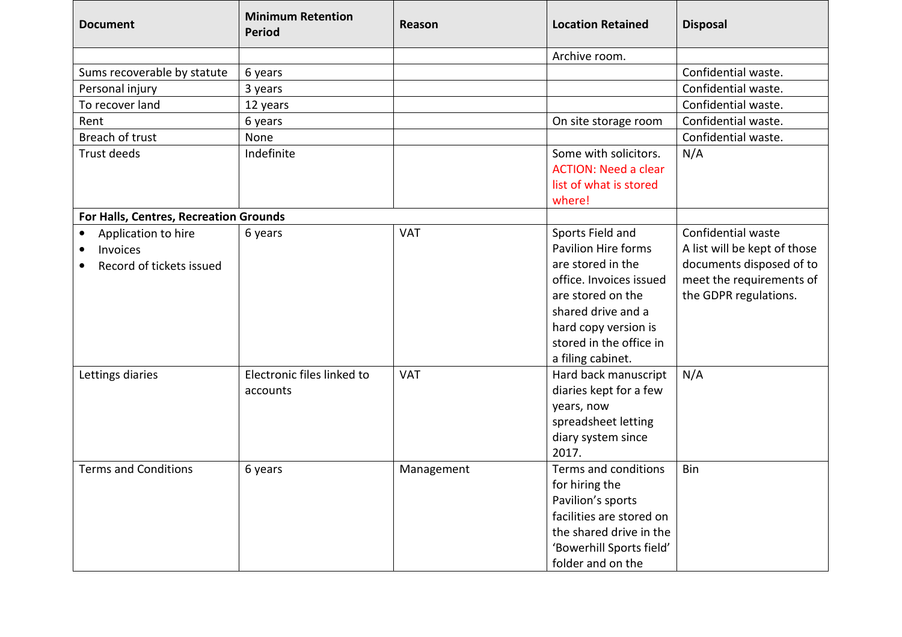| Document | Minimum Retention Period | Reason | Location Retained | Disposal |
|---|---|---|---|---|
| | | | Archive room. | |
| Sums recoverable by statute | 6 years | | | Confidential waste. |
| Personal injury | 3 years | | | Confidential waste. |
| To recover land | 12 years | | | Confidential waste. |
| Rent | 6 years | | On site storage room | Confidential waste. |
| Breach of trust | None | | | Confidential waste. |
| Trust deeds | Indefinite | | Some with solicitors. ACTION: Need a clear list of what is stored where! | N/A |
| **For Halls, Centres, Recreation Grounds** | | | | |
| • Application to hire<br>• Invoices<br>• Record of tickets issued | 6 years | VAT | Sports Field and Pavilion Hire forms are stored in the office. Invoices issued are stored on the shared drive and a hard copy version is stored in the office in a filing cabinet. | Confidential waste<br>A list will be kept of those documents disposed of to meet the requirements of the GDPR regulations. |
| Lettings diaries | Electronic files linked to accounts | VAT | Hard back manuscript diaries kept for a few years, now spreadsheet letting diary system since 2017. | N/A |
| Terms and Conditions | 6 years | Management | Terms and conditions for hiring the Pavilion's sports facilities are stored on the shared drive in the 'Bowerhill Sports field' folder and on the | Bin |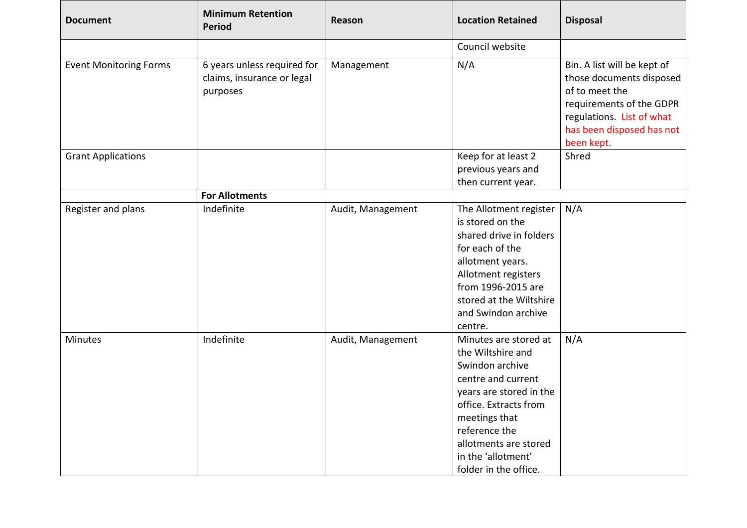| Document | Minimum Retention Period | Reason | Location Retained | Disposal |
| --- | --- | --- | --- | --- |
| | | | Council website | |
| Event Monitoring Forms | 6 years unless required for claims, insurance or legal purposes | Management | N/A | Bin. A list will be kept of those documents disposed of to meet the requirements of the GDPR regulations. List of what has been disposed has not been kept. |
| Grant Applications | | | Keep for at least 2 previous years and then current year. | Shred |
| | **For Allotments** | | | |
| Register and plans | Indefinite | Audit, Management | The Allotment register is stored on the shared drive in folders for each of the allotment years. Allotment registers from 1996-2015 are stored at the Wiltshire and Swindon archive centre. | N/A |
| Minutes | Indefinite | Audit, Management | Minutes are stored at the Wiltshire and Swindon archive centre and current years are stored in the office. Extracts from meetings that reference the allotments are stored in the 'allotment' folder in the office. | N/A |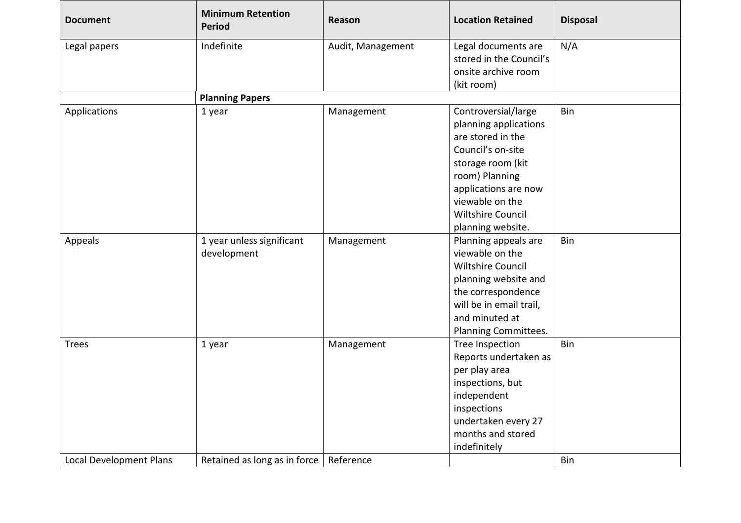| Document | Minimum Retention Period | Reason | Location Retained | Disposal |
|---|---|---|---|---|
| Legal papers | Indefinite | Audit, Management | Legal documents are stored in the Council's onsite archive room (kit room) | N/A |
| | **Planning Papers** | | | |
| Applications | 1 year | Management | Controversial/large planning applications are stored in the Council's on-site storage room (kit room) Planning applications are now viewable on the Wiltshire Council planning website. | Bin |
| Appeals | 1 year unless significant development | Management | Planning appeals are viewable on the Wiltshire Council planning website and the correspondence will be in email trail, and minuted at Planning Committees. | Bin |
| Trees | 1 year | Management | Tree Inspection Reports undertaken as per play area inspections, but independent inspections undertaken every 27 months and stored indefinitely | Bin |
| Local Development Plans | Retained as long as in force | Reference | | Bin |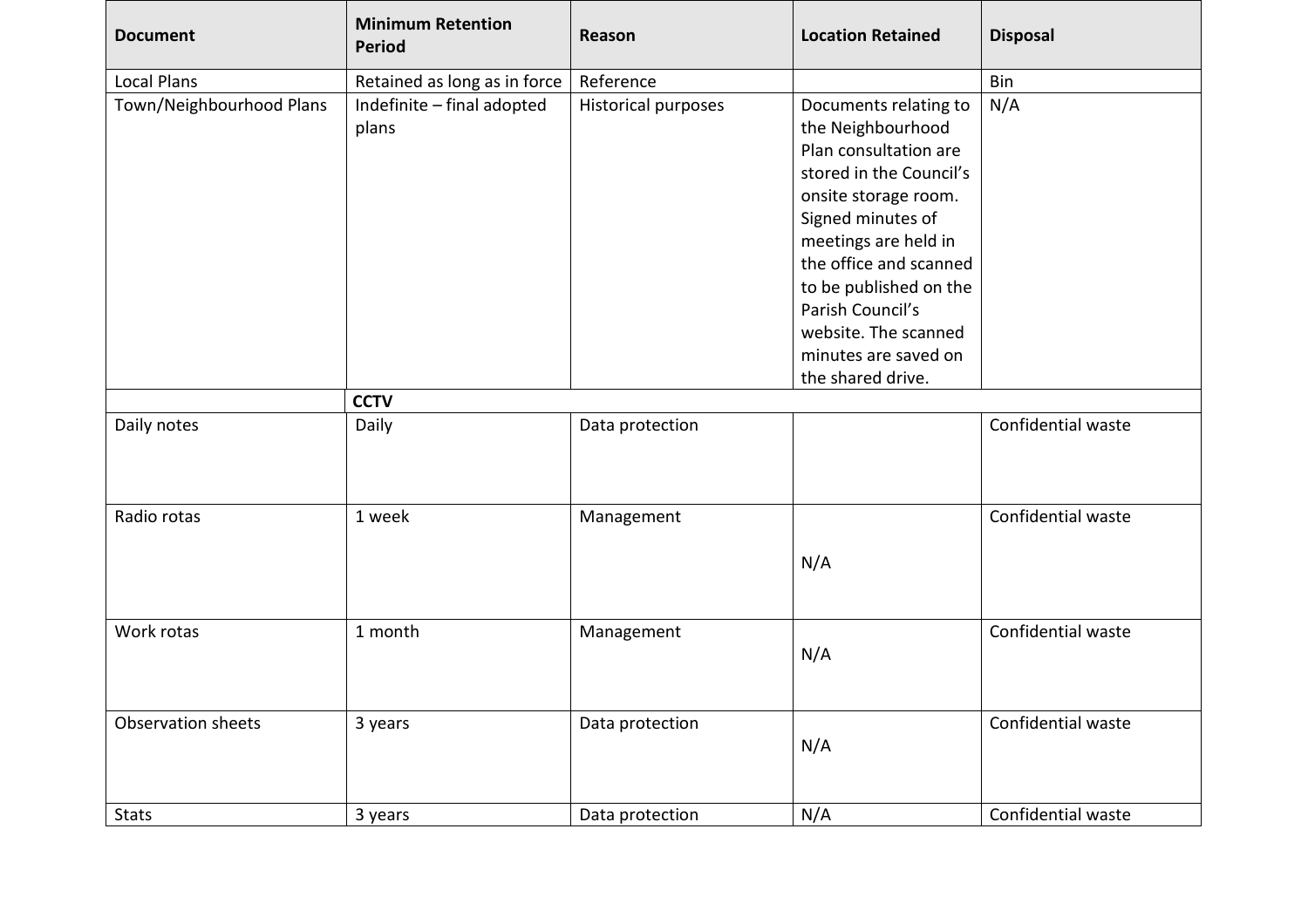| Document | Minimum Retention Period | Reason | Location Retained | Disposal |
|---|---|---|---|---|
| Local Plans | Retained as long as in force | Reference | | Bin |
| Town/Neighbourhood Plans | Indefinite – final adopted plans | Historical purposes | Documents relating to the Neighbourhood Plan consultation are stored in the Council's onsite storage room. Signed minutes of meetings are held in the office and scanned to be published on the Parish Council's website. The scanned minutes are saved on the shared drive. | N/A |
| | **CCTV** | | | |
| Daily notes | Daily | Data protection | | Confidential waste |
| Radio rotas | 1 week | Management | N/A | Confidential waste |
| Work rotas | 1 month | Management | N/A | Confidential waste |
| Observation sheets | 3 years | Data protection | N/A | Confidential waste |
| Stats | 3 years | Data protection | N/A | Confidential waste |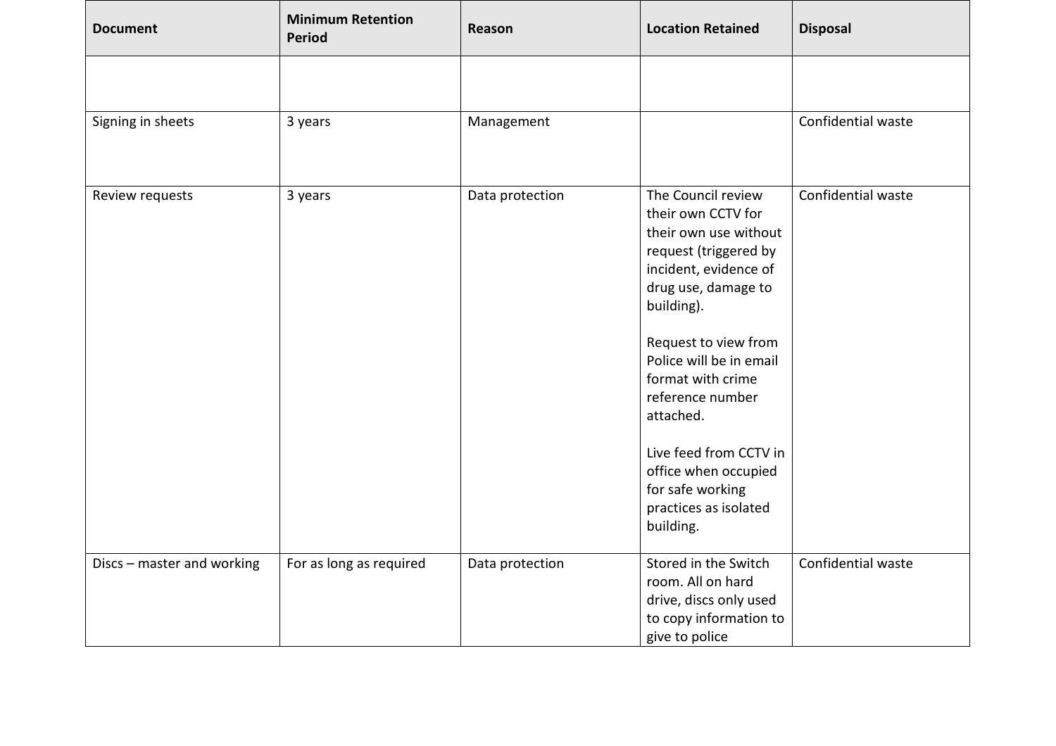| Document | Minimum Retention Period | Reason | Location Retained | Disposal |
| --- | --- | --- | --- | --- |
| | | | | |
| Signing in sheets | 3 years | Management | | Confidential waste |
| Review requests | 3 years | Data protection | The Council review their own CCTV for their own use without request (triggered by incident, evidence of drug use, damage to building).<br><br>Request to view from Police will be in email format with crime reference number attached.<br><br>Live feed from CCTV in office when occupied for safe working practices as isolated building. | Confidential waste |
| Discs – master and working | For as long as required | Data protection | Stored in the Switch room. All on hard drive, discs only used to copy information to give to police | Confidential waste |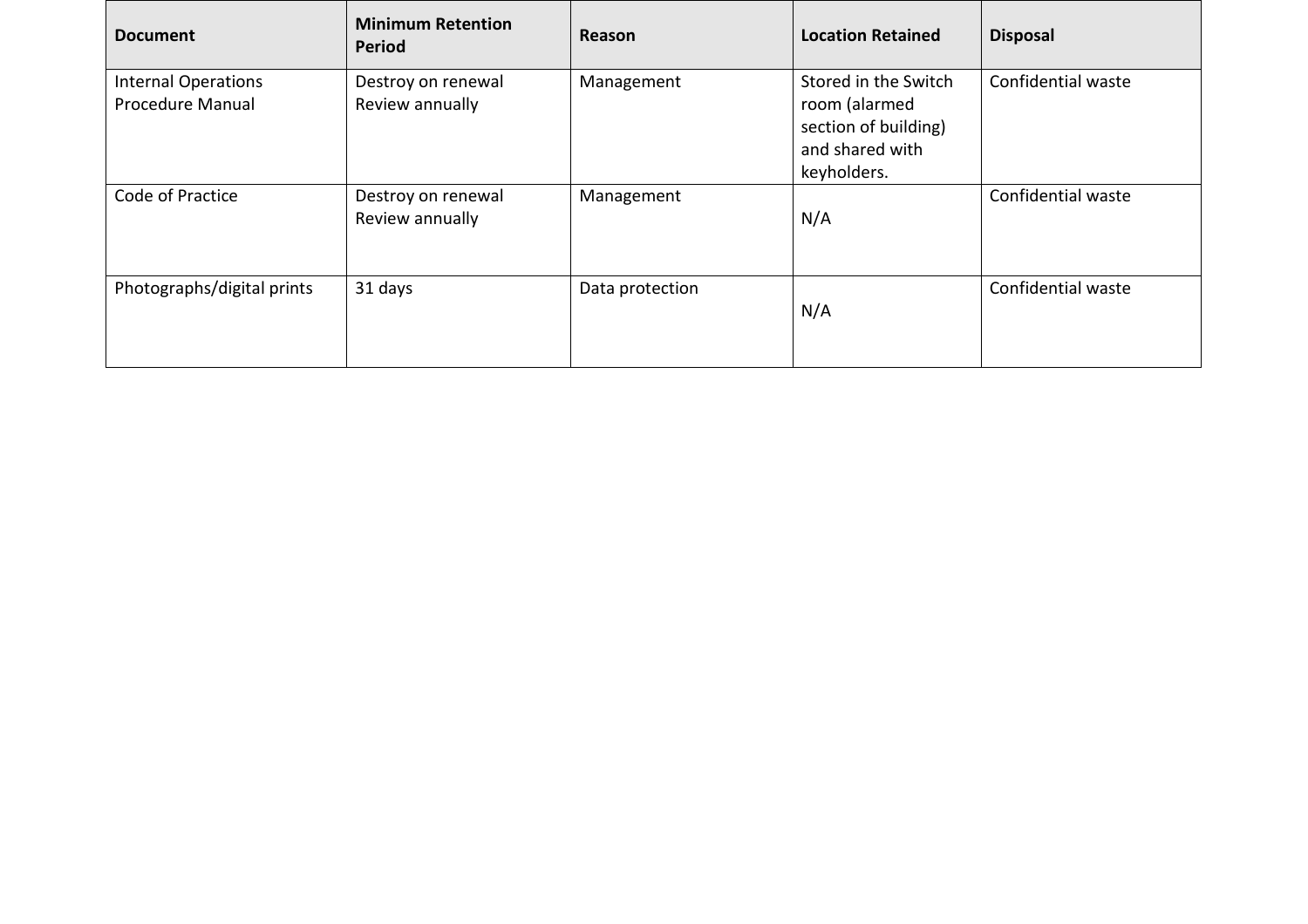| Document | Minimum Retention Period | Reason | Location Retained | Disposal |
| --- | --- | --- | --- | --- |
| Internal Operations Procedure Manual | Destroy on renewal Review annually | Management | Stored in the Switch room (alarmed section of building) and shared with keyholders. | Confidential waste |
| Code of Practice | Destroy on renewal Review annually | Management | N/A | Confidential waste |
| Photographs/digital prints | 31 days | Data protection | N/A | Confidential waste |